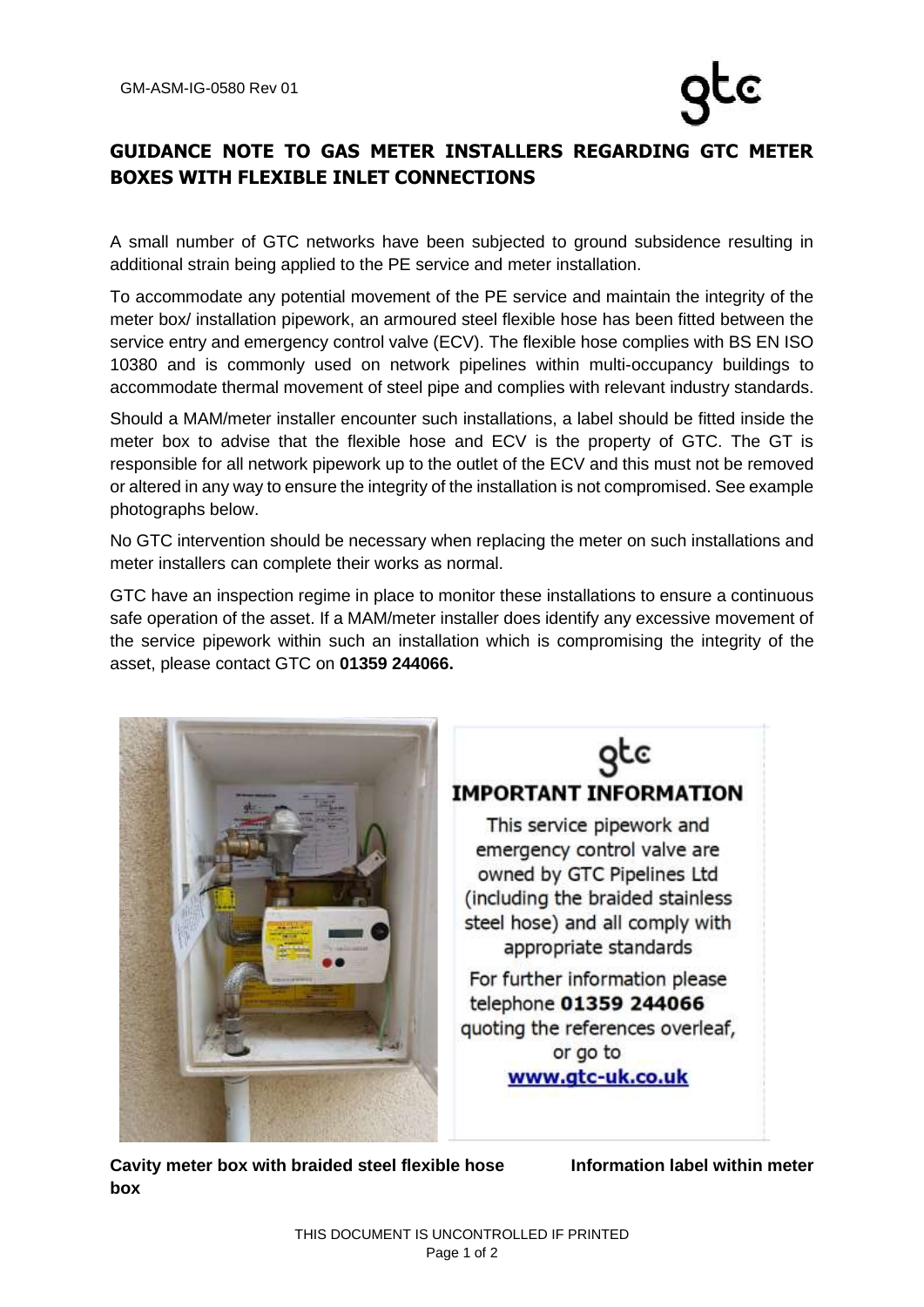GM-ASM-IG-0580 Rev 01

# GUIDANCE NOTE TO GAS METER INSTALLERS REGARDING GTC METER BOXES WITH FLEXIBLE INLET CONNECTIONS

A small number of GTC networks have been subjected to ground subsidence resulting in additional strain being applied to the PE service and meter installation.

To accommodate any potential movement of the PE service and maintain the integrity of the meter box/ installation pipework, an armoured steel flexible hose has been fitted between the service entry and emergency control valve (ECV). The flexible hose complies with BS EN ISO 10380 and is commonly used on network pipelines within multi-occupancy buildings to accommodate thermal movement of steel pipe and complies with relevant industry standards.

Should a MAM/meter installer encounter such installations, a label should be fitted inside the meter box to advise that the flexible hose and ECV is the property of GTC. The GT is responsible for all network pipework up to the outlet of the ECV and this must not be removed or altered in any way to ensure the integrity of the installation is not compromised. See example photographs below.

No GTC intervention should be necessary when replacing the meter on such installations and meter installers can complete their works as normal.

GTC have an inspection regime in place to monitor these installations to ensure a continuous safe operation of the asset. If a MAM/meter installer does identify any excessive movement of the service pipework within such an installation which is compromising the integrity of the asset, please contact GTC on **01359 244066.**

gtc

**IMPORTANT INFORMATION**

This service pipework and emergency control valve are owned by GTC Pipelines Ltd (including the braided stainless steel hose) and all comply with appropriate standards

For further information please telephone **01359 244066** quoting the references overleaf, or go to **www.gtc-uk.co.uk**

**Cavity meter box with braided steel flexible hose**

**Information label within meter box**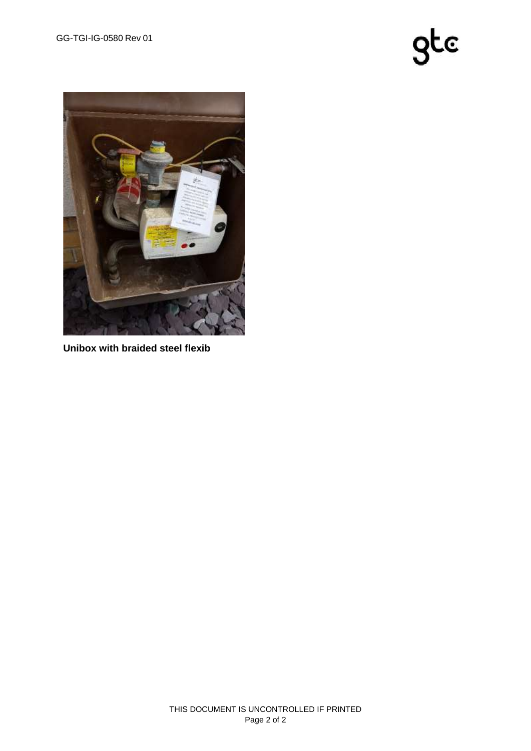**Unibox with braided steel flexib**